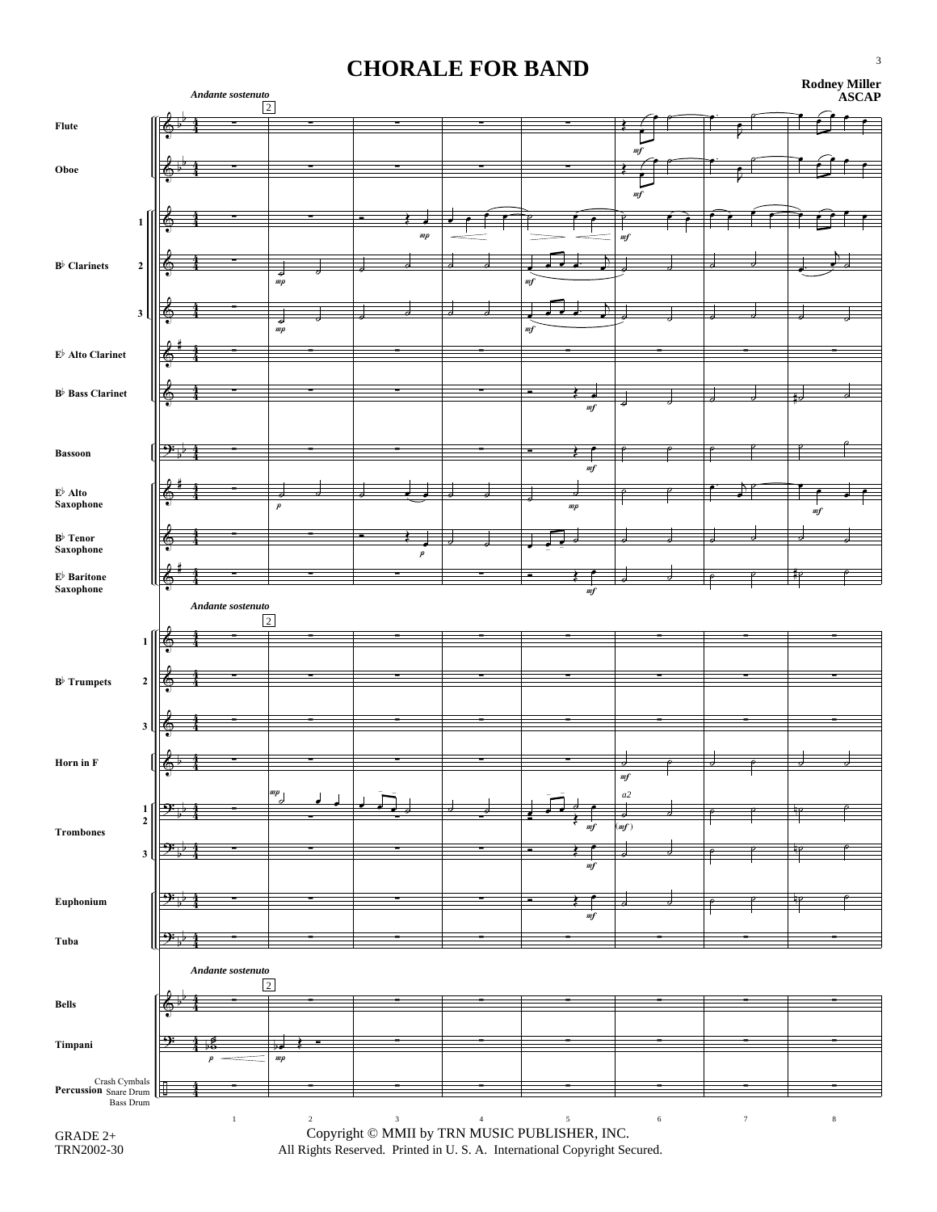# CHORALE FOR BAND

**Rodney Miller**
**ASCAP**

GRADE 2+
TRN2002-30

Copyright © MMII by TRN MUSIC PUBLISHER, INC.
All Rights Reserved. Printed in U. S. A. International Copyright Secured.